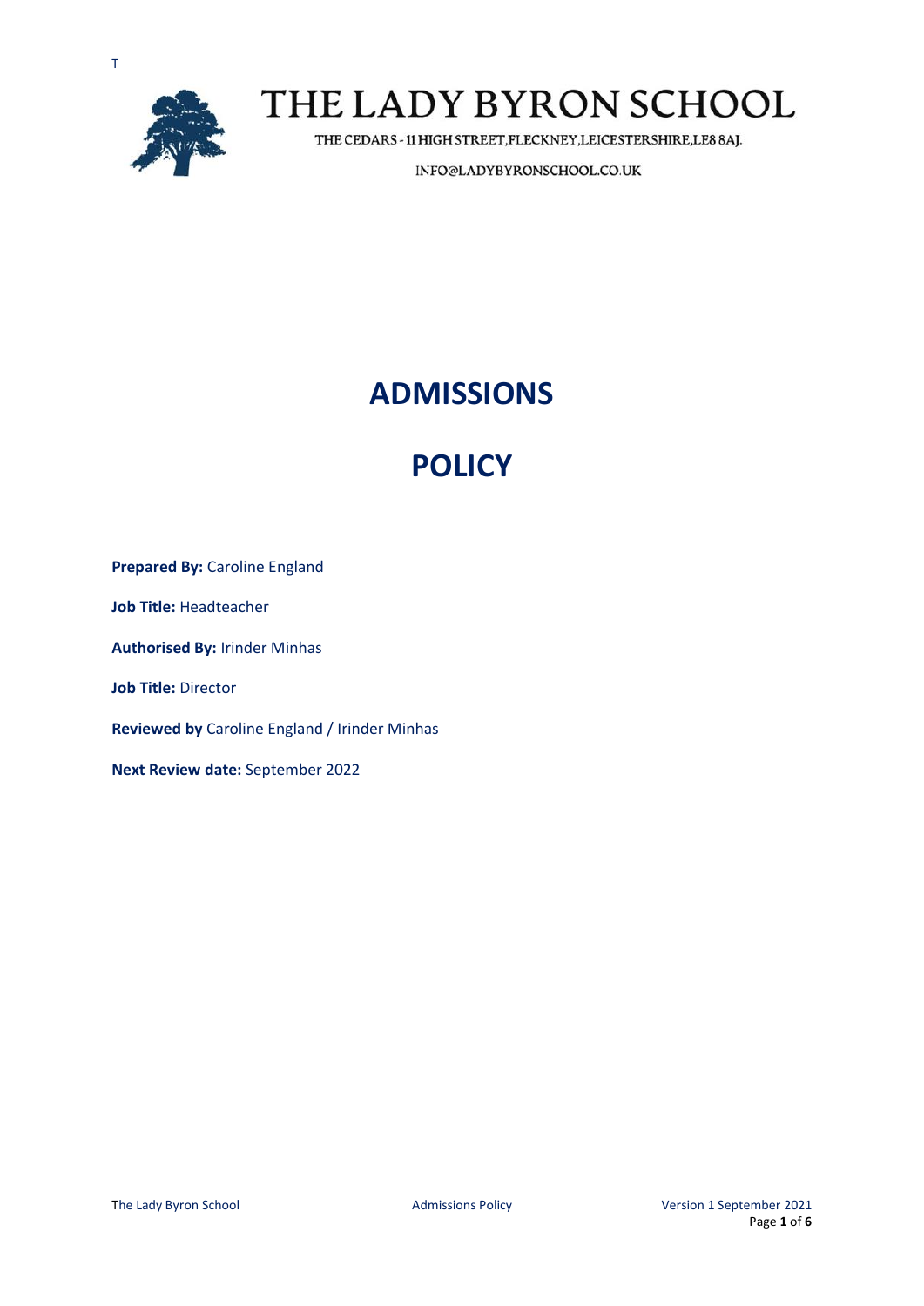T

# THE LADY BYRON SCHOOL

THE CEDARS - 11 HIGH STREET, FLECKNEY, LEICESTERSHIRE, LE8 8AJ.

INFO@LADYBYRONSCHOOL.CO.UK

# ADMISSIONS

# POLICY

**Prepared By:** Caroline England

**Job Title:** Headteacher

**Authorised By:** Irinder Minhas

**Job Title:** Director

**Reviewed by** Caroline England / Irinder Minhas

**Next Review date:** September 2022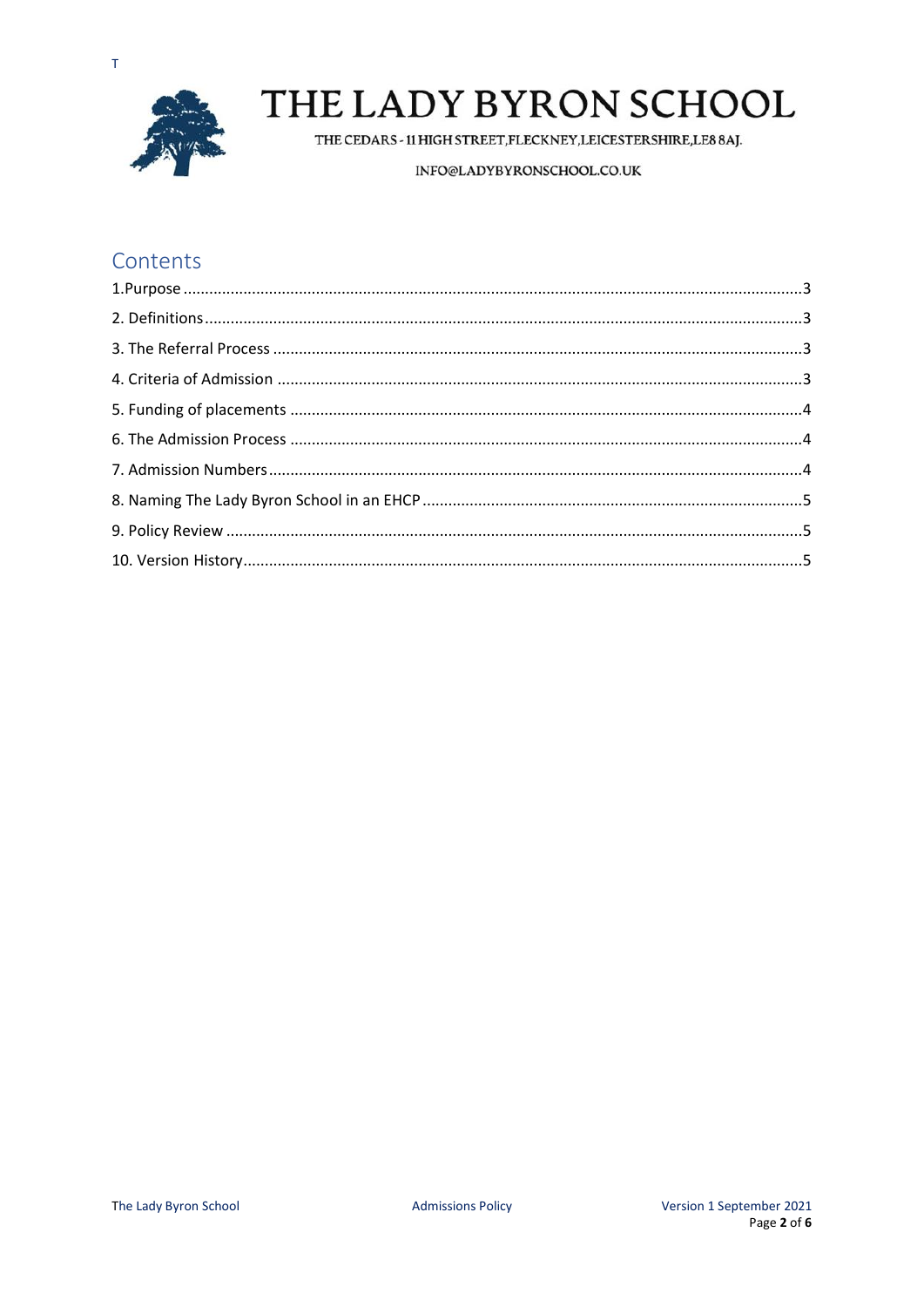T

# THE LADY BYRON SCHOOL

THE CEDARS - 11 HIGH STREET,FLECKNEY,LEICESTERSHIRE,LE8 8AJ.

INFO@LADYBYRONSCHOOL.CO.UK

## Contents

1.Purpose ....................................................................................................................3
2. Definitions...............................................................................................................3
3. The Referral Process ...............................................................................................3
4. Criteria of Admission ..............................................................................................3
5. Funding of placements ...........................................................................................4
6. The Admission Process ...........................................................................................4
7. Admission Numbers................................................................................................4
8. Naming The Lady Byron School in an EHCP ............................................................5
9. Policy Review ..........................................................................................................5
10. Version History......................................................................................................5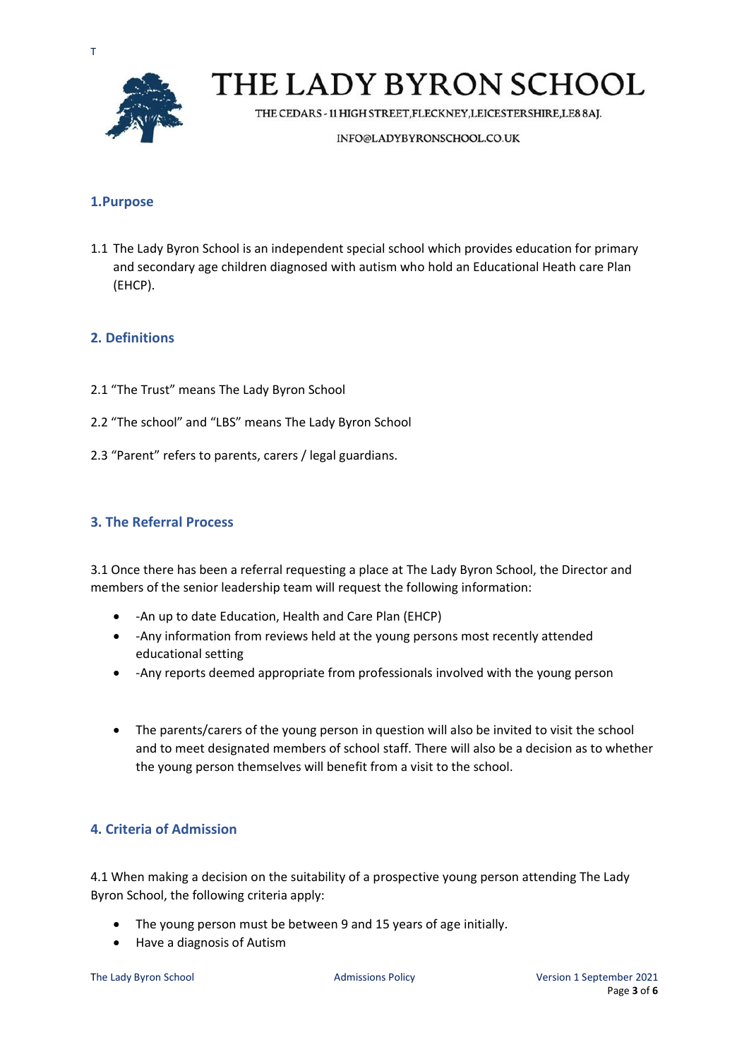T

# THE LADY BYRON SCHOOL

THE CEDARS - 11 HIGH STREET, FLECKNEY, LEICESTERSHIRE, LE8 8AJ.

INFO@LADYBYRONSCHOOL.CO.UK

## 1.Purpose

1.1 The Lady Byron School is an independent special school which provides education for primary and secondary age children diagnosed with autism who hold an Educational Heath care Plan (EHCP).

## 2. Definitions

2.1 "The Trust" means The Lady Byron School

2.2 "The school" and "LBS" means The Lady Byron School

2.3 "Parent" refers to parents, carers / legal guardians.

## 3. The Referral Process

3.1 Once there has been a referral requesting a place at The Lady Byron School, the Director and members of the senior leadership team will request the following information:

- -An up to date Education, Health and Care Plan (EHCP)
- -Any information from reviews held at the young persons most recently attended educational setting
- -Any reports deemed appropriate from professionals involved with the young person

- The parents/carers of the young person in question will also be invited to visit the school and to meet designated members of school staff. There will also be a decision as to whether the young person themselves will benefit from a visit to the school.

## 4. Criteria of Admission

4.1 When making a decision on the suitability of a prospective young person attending The Lady Byron School, the following criteria apply:

- The young person must be between 9 and 15 years of age initially.
- Have a diagnosis of Autism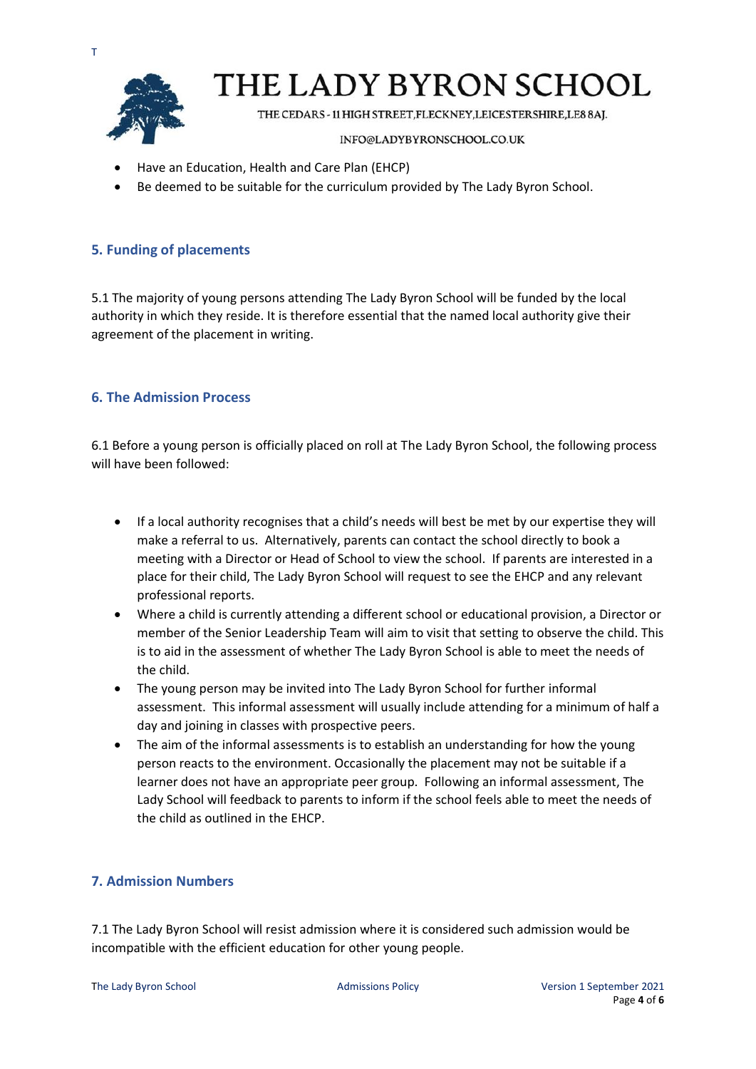- Have an Education, Health and Care Plan (EHCP)
- Be deemed to be suitable for the curriculum provided by The Lady Byron School.

## 5. Funding of placements

5.1 The majority of young persons attending The Lady Byron School will be funded by the local authority in which they reside. It is therefore essential that the named local authority give their agreement of the placement in writing.

## 6. The Admission Process

6.1 Before a young person is officially placed on roll at The Lady Byron School, the following process will have been followed:

- If a local authority recognises that a child's needs will best be met by our expertise they will make a referral to us. Alternatively, parents can contact the school directly to book a meeting with a Director or Head of School to view the school. If parents are interested in a place for their child, The Lady Byron School will request to see the EHCP and any relevant professional reports.
- Where a child is currently attending a different school or educational provision, a Director or member of the Senior Leadership Team will aim to visit that setting to observe the child. This is to aid in the assessment of whether The Lady Byron School is able to meet the needs of the child.
- The young person may be invited into The Lady Byron School for further informal assessment. This informal assessment will usually include attending for a minimum of half a day and joining in classes with prospective peers.
- The aim of the informal assessments is to establish an understanding for how the young person reacts to the environment. Occasionally the placement may not be suitable if a learner does not have an appropriate peer group. Following an informal assessment, The Lady School will feedback to parents to inform if the school feels able to meet the needs of the child as outlined in the EHCP.

## 7. Admission Numbers

7.1 The Lady Byron School will resist admission where it is considered such admission would be incompatible with the efficient education for other young people.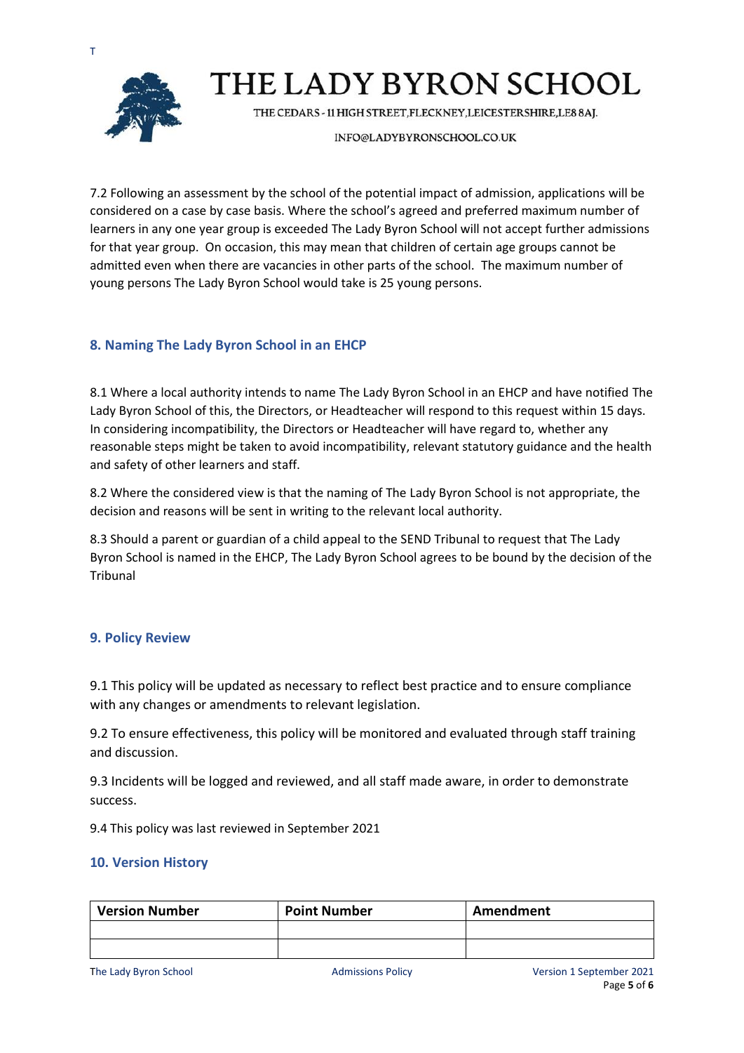7.2 Following an assessment by the school of the potential impact of admission, applications will be considered on a case by case basis. Where the school's agreed and preferred maximum number of learners in any one year group is exceeded The Lady Byron School will not accept further admissions for that year group. On occasion, this may mean that children of certain age groups cannot be admitted even when there are vacancies in other parts of the school. The maximum number of young persons The Lady Byron School would take is 25 young persons.

## 8. Naming The Lady Byron School in an EHCP

8.1 Where a local authority intends to name The Lady Byron School in an EHCP and have notified The Lady Byron School of this, the Directors, or Headteacher will respond to this request within 15 days. In considering incompatibility, the Directors or Headteacher will have regard to, whether any reasonable steps might be taken to avoid incompatibility, relevant statutory guidance and the health and safety of other learners and staff.

8.2 Where the considered view is that the naming of The Lady Byron School is not appropriate, the decision and reasons will be sent in writing to the relevant local authority.

8.3 Should a parent or guardian of a child appeal to the SEND Tribunal to request that The Lady Byron School is named in the EHCP, The Lady Byron School agrees to be bound by the decision of the Tribunal

## 9. Policy Review

9.1 This policy will be updated as necessary to reflect best practice and to ensure compliance with any changes or amendments to relevant legislation.

9.2 To ensure effectiveness, this policy will be monitored and evaluated through staff training and discussion.

9.3 Incidents will be logged and reviewed, and all staff made aware, in order to demonstrate success.

9.4 This policy was last reviewed in September 2021

## 10. Version History

| Version Number | Point Number | Amendment |
|---|---|---|
| | | |
| | | |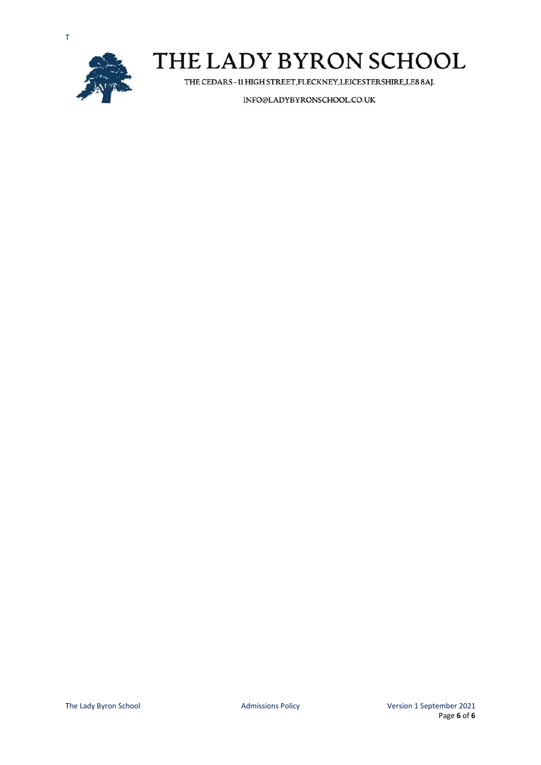T

# THE LADY BYRON SCHOOL

THE CEDARS - 11 HIGH STREET, FLECKNEY, LEICESTERSHIRE, LE8 8AJ.

INFO@LADYBYRONSCHOOL.CO.UK